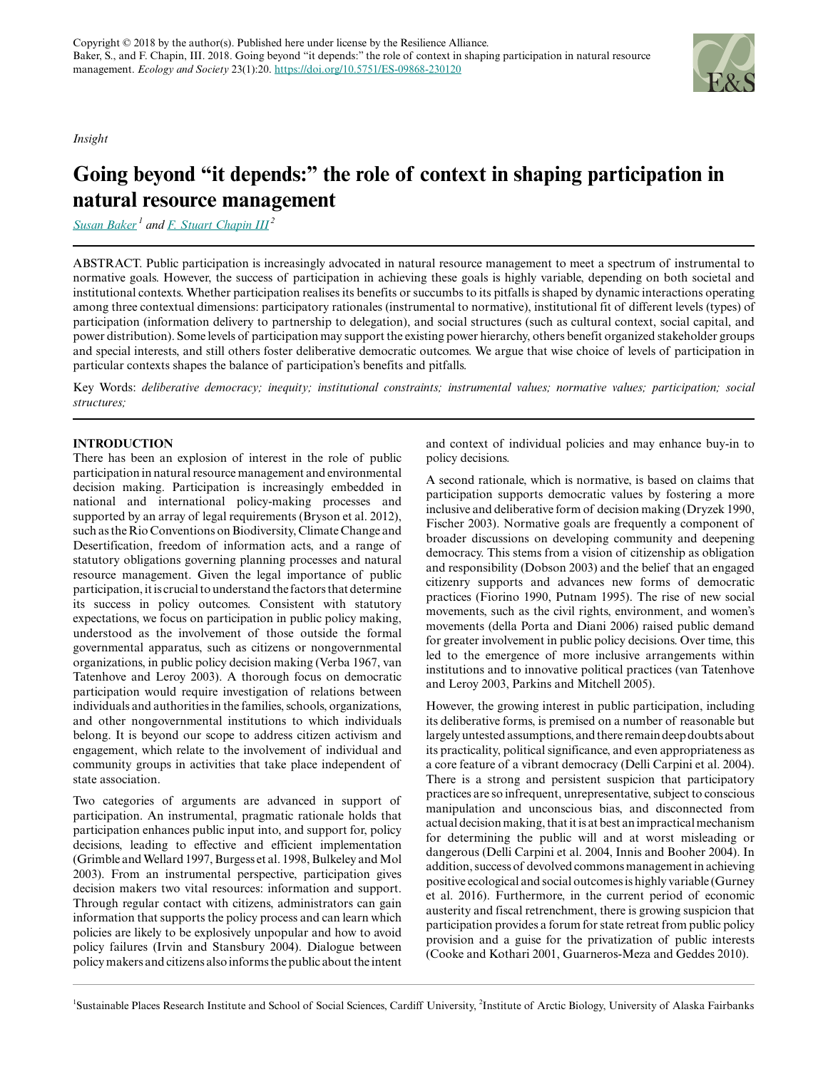Copyright © 2018 by the author(s). Published here under license by the Resilience Alliance.
Baker, S., and F. Chapin, III. 2018. Going beyond "it depends:" the role of context in shaping participation in natural resource management. *Ecology and Society* 23(1):20. https://doi.org/10.5751/ES-09868-230120

*Insight*

# Going beyond "it depends:" the role of context in shaping participation in natural resource management

Susan Baker[1] and F. Stuart Chapin III[2]

ABSTRACT. Public participation is increasingly advocated in natural resource management to meet a spectrum of instrumental to normative goals. However, the success of participation in achieving these goals is highly variable, depending on both societal and institutional contexts. Whether participation realises its benefits or succumbs to its pitfalls is shaped by dynamic interactions operating among three contextual dimensions: participatory rationales (instrumental to normative), institutional fit of different levels (types) of participation (information delivery to partnership to delegation), and social structures (such as cultural context, social capital, and power distribution). Some levels of participation may support the existing power hierarchy, others benefit organized stakeholder groups and special interests, and still others foster deliberative democratic outcomes. We argue that wise choice of levels of participation in particular contexts shapes the balance of participation's benefits and pitfalls.

Key Words: *deliberative democracy; inequity; institutional constraints; instrumental values; normative values; participation; social structures;*

## INTRODUCTION

There has been an explosion of interest in the role of public participation in natural resource management and environmental decision making. Participation is increasingly embedded in national and international policy-making processes and supported by an array of legal requirements (Bryson et al. 2012), such as the Rio Conventions on Biodiversity, Climate Change and Desertification, freedom of information acts, and a range of statutory obligations governing planning processes and natural resource management. Given the legal importance of public participation, it is crucial to understand the factors that determine its success in policy outcomes. Consistent with statutory expectations, we focus on participation in public policy making, understood as the involvement of those outside the formal governmental apparatus, such as citizens or nongovernmental organizations, in public policy decision making (Verba 1967, van Tatenhove and Leroy 2003). A thorough focus on democratic participation would require investigation of relations between individuals and authorities in the families, schools, organizations, and other nongovernmental institutions to which individuals belong. It is beyond our scope to address citizen activism and engagement, which relate to the involvement of individual and community groups in activities that take place independent of state association.

Two categories of arguments are advanced in support of participation. An instrumental, pragmatic rationale holds that participation enhances public input into, and support for, policy decisions, leading to effective and efficient implementation (Grimble and Wellard 1997, Burgess et al. 1998, Bulkeley and Mol 2003). From an instrumental perspective, participation gives decision makers two vital resources: information and support. Through regular contact with citizens, administrators can gain information that supports the policy process and can learn which policies are likely to be explosively unpopular and how to avoid policy failures (Irvin and Stansbury 2004). Dialogue between policy makers and citizens also informs the public about the intent and context of individual policies and may enhance buy-in to policy decisions.

A second rationale, which is normative, is based on claims that participation supports democratic values by fostering a more inclusive and deliberative form of decision making (Dryzek 1990, Fischer 2003). Normative goals are frequently a component of broader discussions on developing community and deepening democracy. This stems from a vision of citizenship as obligation and responsibility (Dobson 2003) and the belief that an engaged citizenry supports and advances new forms of democratic practices (Fiorino 1990, Putnam 1995). The rise of new social movements, such as the civil rights, environment, and women's movements (della Porta and Diani 2006) raised public demand for greater involvement in public policy decisions. Over time, this led to the emergence of more inclusive arrangements within institutions and to innovative political practices (van Tatenhove and Leroy 2003, Parkins and Mitchell 2005).

However, the growing interest in public participation, including its deliberative forms, is premised on a number of reasonable but largely untested assumptions, and there remain deep doubts about its practicality, political significance, and even appropriateness as a core feature of a vibrant democracy (Delli Carpini et al. 2004). There is a strong and persistent suspicion that participatory practices are so infrequent, unrepresentative, subject to conscious manipulation and unconscious bias, and disconnected from actual decision making, that it is at best an impractical mechanism for determining the public will and at worst misleading or dangerous (Delli Carpini et al. 2004, Innis and Booher 2004). In addition, success of devolved commons management in achieving positive ecological and social outcomes is highly variable (Gurney et al. 2016). Furthermore, in the current period of economic austerity and fiscal retrenchment, there is growing suspicion that participation provides a forum for state retreat from public policy provision and a guise for the privatization of public interests (Cooke and Kothari 2001, Guarneros-Meza and Geddes 2010).

[1]Sustainable Places Research Institute and School of Social Sciences, Cardiff University, [2]Institute of Arctic Biology, University of Alaska Fairbanks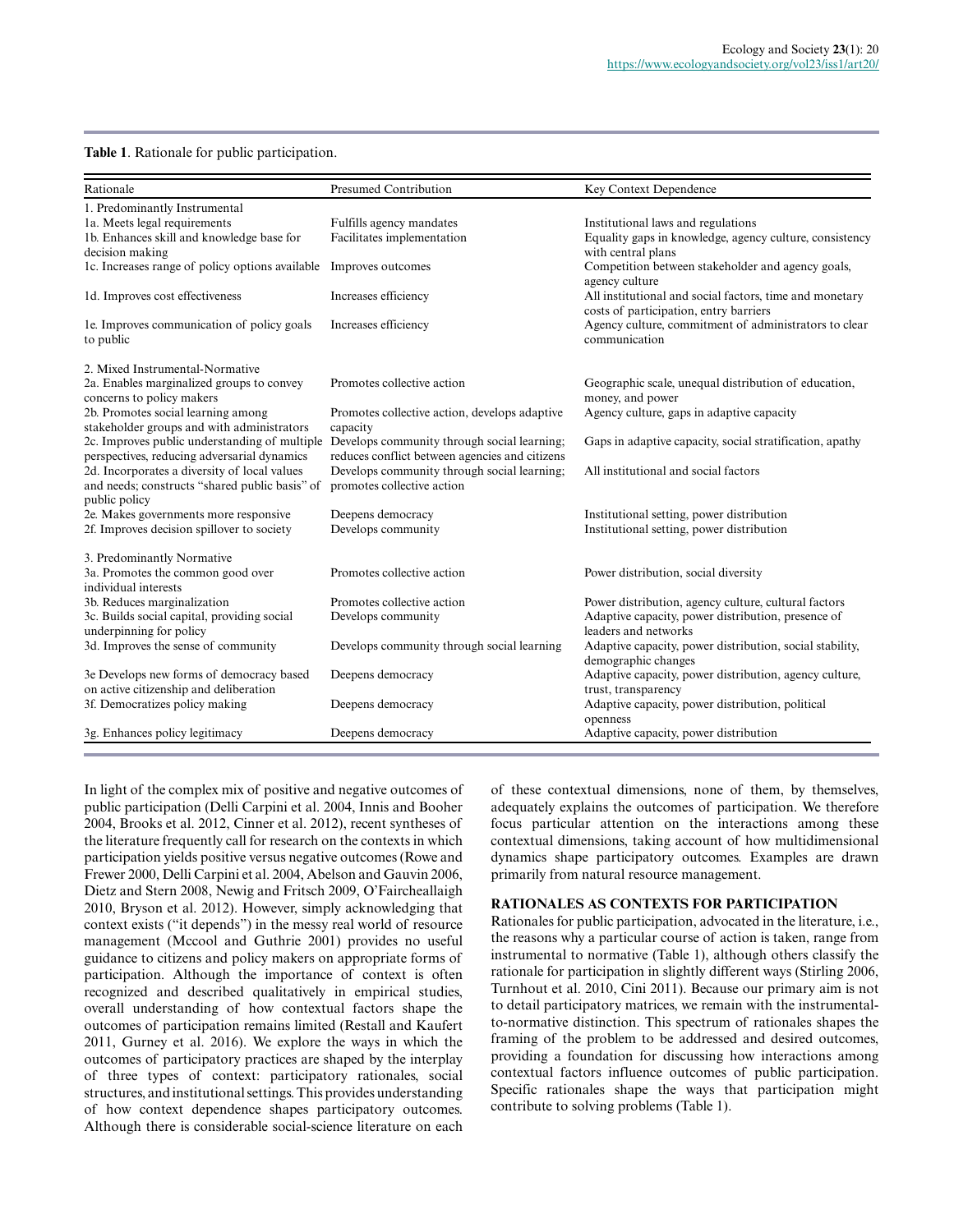**Table 1**. Rationale for public participation.

| Rationale | Presumed Contribution | Key Context Dependence |
|---|---|---|
| 1. Predominantly Instrumental | | |
| 1a. Meets legal requirements | Fulfills agency mandates | Institutional laws and regulations |
| 1b. Enhances skill and knowledge base for decision making | Facilitates implementation | Equality gaps in knowledge, agency culture, consistency with central plans |
| 1c. Increases range of policy options available | Improves outcomes | Competition between stakeholder and agency goals, agency culture |
| 1d. Improves cost effectiveness | Increases efficiency | All institutional and social factors, time and monetary costs of participation, entry barriers |
| 1e. Improves communication of policy goals to public | Increases efficiency | Agency culture, commitment of administrators to clear communication |
| 2. Mixed Instrumental-Normative | | |
| 2a. Enables marginalized groups to convey concerns to policy makers | Promotes collective action | Geographic scale, unequal distribution of education, money, and power |
| 2b. Promotes social learning among stakeholder groups and with administrators | Promotes collective action, develops adaptive capacity | Agency culture, gaps in adaptive capacity |
| 2c. Improves public understanding of multiple perspectives, reducing adversarial dynamics | Develops community through social learning; reduces conflict between agencies and citizens | Gaps in adaptive capacity, social stratification, apathy |
| 2d. Incorporates a diversity of local values and needs; constructs "shared public basis" of public policy | Develops community through social learning; promotes collective action | All institutional and social factors |
| 2e. Makes governments more responsive | Deepens democracy | Institutional setting, power distribution |
| 2f. Improves decision spillover to society | Develops community | Institutional setting, power distribution |
| 3. Predominantly Normative | | |
| 3a. Promotes the common good over individual interests | Promotes collective action | Power distribution, social diversity |
| 3b. Reduces marginalization | Promotes collective action | Power distribution, agency culture, cultural factors |
| 3c. Builds social capital, providing social underpinning for policy | Develops community | Adaptive capacity, power distribution, presence of leaders and networks |
| 3d. Improves the sense of community | Develops community through social learning | Adaptive capacity, power distribution, social stability, demographic changes |
| 3e Develops new forms of democracy based on active citizenship and deliberation | Deepens democracy | Adaptive capacity, power distribution, agency culture, trust, transparency |
| 3f. Democratizes policy making | Deepens democracy | Adaptive capacity, power distribution, political openness |
| 3g. Enhances policy legitimacy | Deepens democracy | Adaptive capacity, power distribution |

In light of the complex mix of positive and negative outcomes of public participation (Delli Carpini et al. 2004, Innis and Booher 2004, Brooks et al. 2012, Cinner et al. 2012), recent syntheses of the literature frequently call for research on the contexts in which participation yields positive versus negative outcomes (Rowe and Frewer 2000, Delli Carpini et al. 2004, Abelson and Gauvin 2006, Dietz and Stern 2008, Newig and Fritsch 2009, O'Faircheallaigh 2010, Bryson et al. 2012). However, simply acknowledging that context exists ("it depends") in the messy real world of resource management (Mccool and Guthrie 2001) provides no useful guidance to citizens and policy makers on appropriate forms of participation. Although the importance of context is often recognized and described qualitatively in empirical studies, overall understanding of how contextual factors shape the outcomes of participation remains limited (Restall and Kaufert 2011, Gurney et al. 2016). We explore the ways in which the outcomes of participatory practices are shaped by the interplay of three types of context: participatory rationales, social structures, and institutional settings. This provides understanding of how context dependence shapes participatory outcomes. Although there is considerable social-science literature on each of these contextual dimensions, none of them, by themselves, adequately explains the outcomes of participation. We therefore focus particular attention on the interactions among these contextual dimensions, taking account of how multidimensional dynamics shape participatory outcomes. Examples are drawn primarily from natural resource management.

## RATIONALES AS CONTEXTS FOR PARTICIPATION

Rationales for public participation, advocated in the literature, i.e., the reasons why a particular course of action is taken, range from instrumental to normative (Table 1), although others classify the rationale for participation in slightly different ways (Stirling 2006, Turnhout et al. 2010, Cini 2011). Because our primary aim is not to detail participatory matrices, we remain with the instrumental-to-normative distinction. This spectrum of rationales shapes the framing of the problem to be addressed and desired outcomes, providing a foundation for discussing how interactions among contextual factors influence outcomes of public participation. Specific rationales shape the ways that participation might contribute to solving problems (Table 1).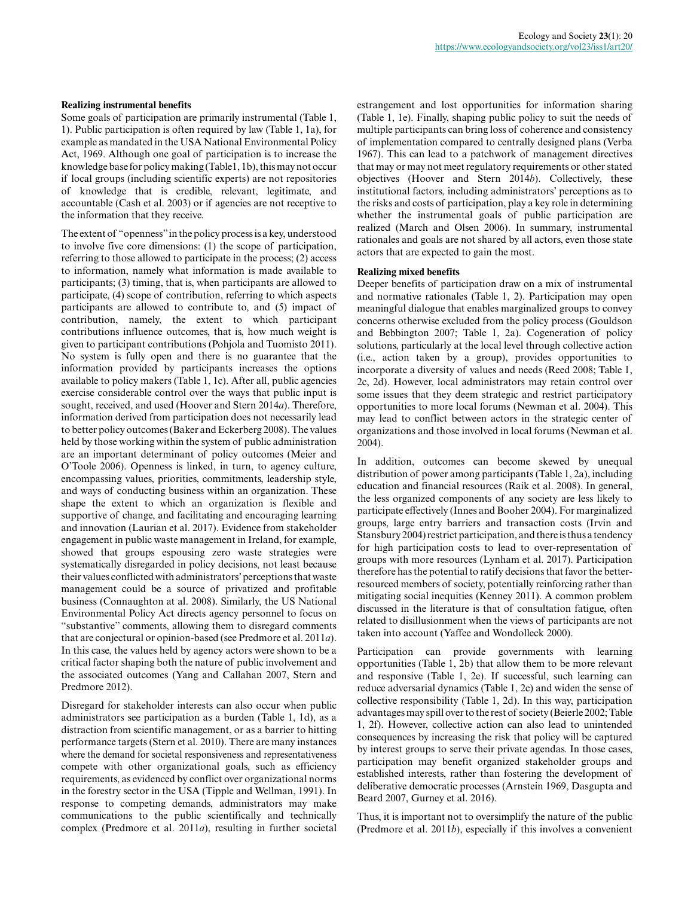**Realizing instrumental benefits**

Some goals of participation are primarily instrumental (Table 1, 1). Public participation is often required by law (Table 1, 1a), for example as mandated in the USA National Environmental Policy Act, 1969. Although one goal of participation is to increase the knowledge base for policy making (Table1, 1b), this may not occur if local groups (including scientific experts) are not repositories of knowledge that is credible, relevant, legitimate, and accountable (Cash et al. 2003) or if agencies are not receptive to the information that they receive.

The extent of "openness" in the policy process is a key, understood to involve five core dimensions: (1) the scope of participation, referring to those allowed to participate in the process; (2) access to information, namely what information is made available to participants; (3) timing, that is, when participants are allowed to participate, (4) scope of contribution, referring to which aspects participants are allowed to contribute to, and (5) impact of contribution, namely, the extent to which participant contributions influence outcomes, that is, how much weight is given to participant contributions (Pohjola and Tuomisto 2011). No system is fully open and there is no guarantee that the information provided by participants increases the options available to policy makers (Table 1, 1c). After all, public agencies exercise considerable control over the ways that public input is sought, received, and used (Hoover and Stern 2014*a*). Therefore, information derived from participation does not necessarily lead to better policy outcomes (Baker and Eckerberg 2008). The values held by those working within the system of public administration are an important determinant of policy outcomes (Meier and O'Toole 2006). Openness is linked, in turn, to agency culture, encompassing values, priorities, commitments, leadership style, and ways of conducting business within an organization. These shape the extent to which an organization is flexible and supportive of change, and facilitating and encouraging learning and innovation (Laurian et al. 2017). Evidence from stakeholder engagement in public waste management in Ireland, for example, showed that groups espousing zero waste strategies were systematically disregarded in policy decisions, not least because their values conflicted with administrators' perceptions that waste management could be a source of privatized and profitable business (Connaughton at al. 2008). Similarly, the US National Environmental Policy Act directs agency personnel to focus on "substantive" comments, allowing them to disregard comments that are conjectural or opinion-based (see Predmore et al. 2011*a*). In this case, the values held by agency actors were shown to be a critical factor shaping both the nature of public involvement and the associated outcomes (Yang and Callahan 2007, Stern and Predmore 2012).

Disregard for stakeholder interests can also occur when public administrators see participation as a burden (Table 1, 1d), as a distraction from scientific management, or as a barrier to hitting performance targets (Stern et al. 2010). There are many instances where the demand for societal responsiveness and representativeness compete with other organizational goals, such as efficiency requirements, as evidenced by conflict over organizational norms in the forestry sector in the USA (Tipple and Wellman, 1991). In response to competing demands, administrators may make communications to the public scientifically and technically complex (Predmore et al. 2011*a*), resulting in further societal estrangement and lost opportunities for information sharing (Table 1, 1e). Finally, shaping public policy to suit the needs of multiple participants can bring loss of coherence and consistency of implementation compared to centrally designed plans (Verba 1967). This can lead to a patchwork of management directives that may or may not meet regulatory requirements or other stated objectives (Hoover and Stern 2014*b*). Collectively, these institutional factors, including administrators' perceptions as to the risks and costs of participation, play a key role in determining whether the instrumental goals of public participation are realized (March and Olsen 2006). In summary, instrumental rationales and goals are not shared by all actors, even those state actors that are expected to gain the most.

**Realizing mixed benefits**

Deeper benefits of participation draw on a mix of instrumental and normative rationales (Table 1, 2). Participation may open meaningful dialogue that enables marginalized groups to convey concerns otherwise excluded from the policy process (Gouldson and Bebbington 2007; Table 1, 2a). Cogeneration of policy solutions, particularly at the local level through collective action (i.e., action taken by a group), provides opportunities to incorporate a diversity of values and needs (Reed 2008; Table 1, 2c, 2d). However, local administrators may retain control over some issues that they deem strategic and restrict participatory opportunities to more local forums (Newman et al. 2004). This may lead to conflict between actors in the strategic center of organizations and those involved in local forums (Newman et al. 2004).

In addition, outcomes can become skewed by unequal distribution of power among participants (Table 1, 2a), including education and financial resources (Raik et al. 2008). In general, the less organized components of any society are less likely to participate effectively (Innes and Booher 2004). For marginalized groups, large entry barriers and transaction costs (Irvin and Stansbury 2004) restrict participation, and there is thus a tendency for high participation costs to lead to over-representation of groups with more resources (Lynham et al. 2017). Participation therefore has the potential to ratify decisions that favor the better-resourced members of society, potentially reinforcing rather than mitigating social inequities (Kenney 2011). A common problem discussed in the literature is that of consultation fatigue, often related to disillusionment when the views of participants are not taken into account (Yaffee and Wondolleck 2000).

Participation can provide governments with learning opportunities (Table 1, 2b) that allow them to be more relevant and responsive (Table 1, 2e). If successful, such learning can reduce adversarial dynamics (Table 1, 2c) and widen the sense of collective responsibility (Table 1, 2d). In this way, participation advantages may spill over to the rest of society (Beierle 2002; Table 1, 2f). However, collective action can also lead to unintended consequences by increasing the risk that policy will be captured by interest groups to serve their private agendas. In those cases, participation may benefit organized stakeholder groups and established interests, rather than fostering the development of deliberative democratic processes (Arnstein 1969, Dasgupta and Beard 2007, Gurney et al. 2016).

Thus, it is important not to oversimplify the nature of the public (Predmore et al. 2011*b*), especially if this involves a convenient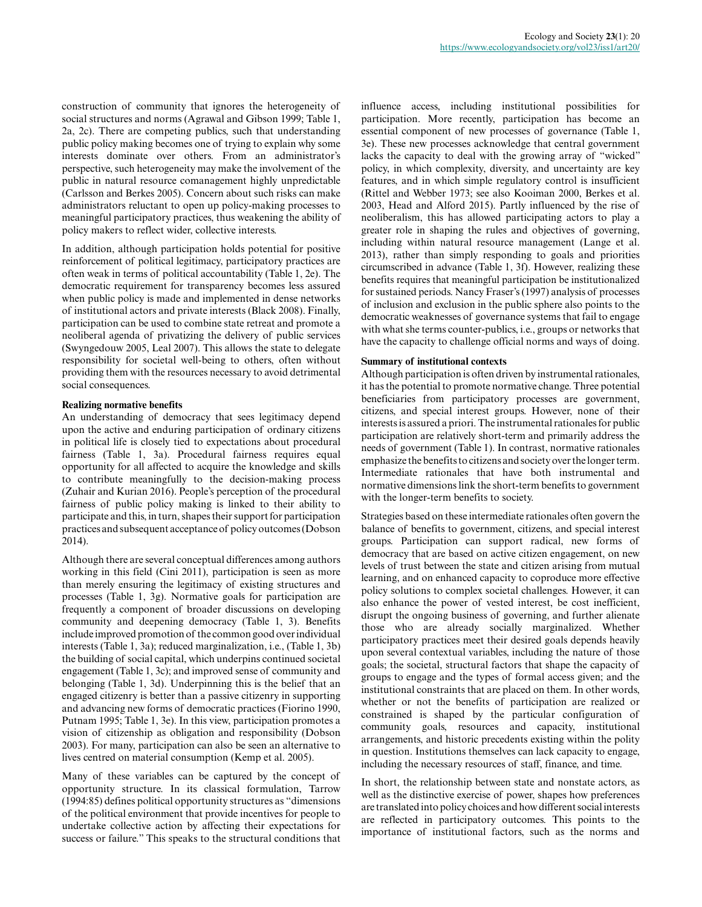construction of community that ignores the heterogeneity of social structures and norms (Agrawal and Gibson 1999; Table 1, 2a, 2c). There are competing publics, such that understanding public policy making becomes one of trying to explain why some interests dominate over others. From an administrator's perspective, such heterogeneity may make the involvement of the public in natural resource comanagement highly unpredictable (Carlsson and Berkes 2005). Concern about such risks can make administrators reluctant to open up policy-making processes to meaningful participatory practices, thus weakening the ability of policy makers to reflect wider, collective interests.

In addition, although participation holds potential for positive reinforcement of political legitimacy, participatory practices are often weak in terms of political accountability (Table 1, 2e). The democratic requirement for transparency becomes less assured when public policy is made and implemented in dense networks of institutional actors and private interests (Black 2008). Finally, participation can be used to combine state retreat and promote a neoliberal agenda of privatizing the delivery of public services (Swyngedouw 2005, Leal 2007). This allows the state to delegate responsibility for societal well-being to others, often without providing them with the resources necessary to avoid detrimental social consequences.

**Realizing normative benefits**

An understanding of democracy that sees legitimacy depend upon the active and enduring participation of ordinary citizens in political life is closely tied to expectations about procedural fairness (Table 1, 3a). Procedural fairness requires equal opportunity for all affected to acquire the knowledge and skills to contribute meaningfully to the decision-making process (Zuhair and Kurian 2016). People's perception of the procedural fairness of public policy making is linked to their ability to participate and this, in turn, shapes their support for participation practices and subsequent acceptance of policy outcomes (Dobson 2014).

Although there are several conceptual differences among authors working in this field (Cini 2011), participation is seen as more than merely ensuring the legitimacy of existing structures and processes (Table 1, 3g). Normative goals for participation are frequently a component of broader discussions on developing community and deepening democracy (Table 1, 3). Benefits include improved promotion of the common good over individual interests (Table 1, 3a); reduced marginalization, i.e., (Table 1, 3b) the building of social capital, which underpins continued societal engagement (Table 1, 3c); and improved sense of community and belonging (Table 1, 3d). Underpinning this is the belief that an engaged citizenry is better than a passive citizenry in supporting and advancing new forms of democratic practices (Fiorino 1990, Putnam 1995; Table 1, 3e). In this view, participation promotes a vision of citizenship as obligation and responsibility (Dobson 2003). For many, participation can also be seen an alternative to lives centred on material consumption (Kemp et al. 2005).

Many of these variables can be captured by the concept of opportunity structure. In its classical formulation, Tarrow (1994:85) defines political opportunity structures as "dimensions of the political environment that provide incentives for people to undertake collective action by affecting their expectations for success or failure." This speaks to the structural conditions that influence access, including institutional possibilities for participation. More recently, participation has become an essential component of new processes of governance (Table 1, 3e). These new processes acknowledge that central government lacks the capacity to deal with the growing array of "wicked" policy, in which complexity, diversity, and uncertainty are key features, and in which simple regulatory control is insufficient (Rittel and Webber 1973; see also Kooiman 2000, Berkes et al. 2003, Head and Alford 2015). Partly influenced by the rise of neoliberalism, this has allowed participating actors to play a greater role in shaping the rules and objectives of governing, including within natural resource management (Lange et al. 2013), rather than simply responding to goals and priorities circumscribed in advance (Table 1, 3f). However, realizing these benefits requires that meaningful participation be institutionalized for sustained periods. Nancy Fraser's (1997) analysis of processes of inclusion and exclusion in the public sphere also points to the democratic weaknesses of governance systems that fail to engage with what she terms counter-publics, i.e., groups or networks that have the capacity to challenge official norms and ways of doing.

**Summary of institutional contexts**

Although participation is often driven by instrumental rationales, it has the potential to promote normative change. Three potential beneficiaries from participatory processes are government, citizens, and special interest groups. However, none of their interests is assured a priori. The instrumental rationales for public participation are relatively short-term and primarily address the needs of government (Table 1). In contrast, normative rationales emphasize the benefits to citizens and society over the longer term. Intermediate rationales that have both instrumental and normative dimensions link the short-term benefits to government with the longer-term benefits to society.

Strategies based on these intermediate rationales often govern the balance of benefits to government, citizens, and special interest groups. Participation can support radical, new forms of democracy that are based on active citizen engagement, on new levels of trust between the state and citizen arising from mutual learning, and on enhanced capacity to coproduce more effective policy solutions to complex societal challenges. However, it can also enhance the power of vested interest, be cost inefficient, disrupt the ongoing business of governing, and further alienate those who are already socially marginalized. Whether participatory practices meet their desired goals depends heavily upon several contextual variables, including the nature of those goals; the societal, structural factors that shape the capacity of groups to engage and the types of formal access given; and the institutional constraints that are placed on them. In other words, whether or not the benefits of participation are realized or constrained is shaped by the particular configuration of community goals, resources and capacity, institutional arrangements, and historic precedents existing within the polity in question. Institutions themselves can lack capacity to engage, including the necessary resources of staff, finance, and time.

In short, the relationship between state and nonstate actors, as well as the distinctive exercise of power, shapes how preferences are translated into policy choices and how different social interests are reflected in participatory outcomes. This points to the importance of institutional factors, such as the norms and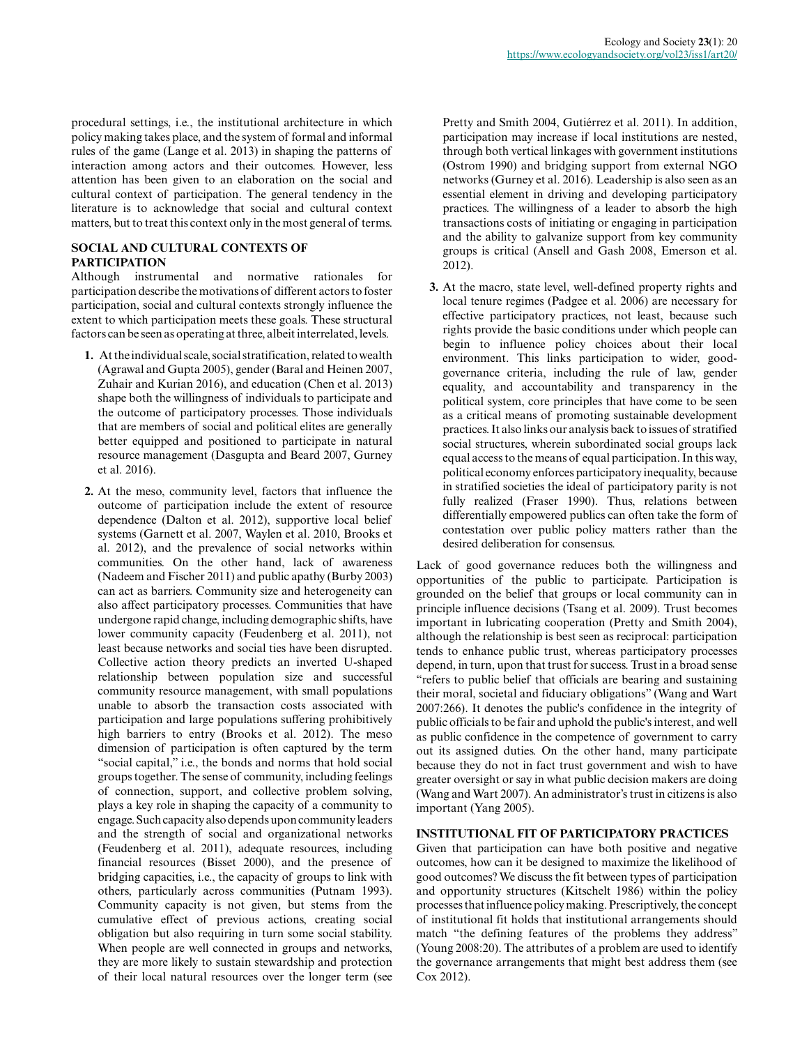procedural settings, i.e., the institutional architecture in which policy making takes place, and the system of formal and informal rules of the game (Lange et al. 2013) in shaping the patterns of interaction among actors and their outcomes. However, less attention has been given to an elaboration on the social and cultural context of participation. The general tendency in the literature is to acknowledge that social and cultural context matters, but to treat this context only in the most general of terms.

## SOCIAL AND CULTURAL CONTEXTS OF PARTICIPATION

Although instrumental and normative rationales for participation describe the motivations of different actors to foster participation, social and cultural contexts strongly influence the extent to which participation meets these goals. These structural factors can be seen as operating at three, albeit interrelated, levels.

1. At the individual scale, social stratification, related to wealth (Agrawal and Gupta 2005), gender (Baral and Heinen 2007, Zuhair and Kurian 2016), and education (Chen et al. 2013) shape both the willingness of individuals to participate and the outcome of participatory processes. Those individuals that are members of social and political elites are generally better equipped and positioned to participate in natural resource management (Dasgupta and Beard 2007, Gurney et al. 2016).
2. At the meso, community level, factors that influence the outcome of participation include the extent of resource dependence (Dalton et al. 2012), supportive local belief systems (Garnett et al. 2007, Waylen et al. 2010, Brooks et al. 2012), and the prevalence of social networks within communities. On the other hand, lack of awareness (Nadeem and Fischer 2011) and public apathy (Burby 2003) can act as barriers. Community size and heterogeneity can also affect participatory processes. Communities that have undergone rapid change, including demographic shifts, have lower community capacity (Feudenberg et al. 2011), not least because networks and social ties have been disrupted. Collective action theory predicts an inverted U-shaped relationship between population size and successful community resource management, with small populations unable to absorb the transaction costs associated with participation and large populations suffering prohibitively high barriers to entry (Brooks et al. 2012). The meso dimension of participation is often captured by the term "social capital," i.e., the bonds and norms that hold social groups together. The sense of community, including feelings of connection, support, and collective problem solving, plays a key role in shaping the capacity of a community to engage. Such capacity also depends upon community leaders and the strength of social and organizational networks (Feudenberg et al. 2011), adequate resources, including financial resources (Bisset 2000), and the presence of bridging capacities, i.e., the capacity of groups to link with others, particularly across communities (Putnam 1993). Community capacity is not given, but stems from the cumulative effect of previous actions, creating social obligation but also requiring in turn some social stability. When people are well connected in groups and networks, they are more likely to sustain stewardship and protection of their local natural resources over the longer term (see Pretty and Smith 2004, Gutiérrez et al. 2011). In addition, participation may increase if local institutions are nested, through both vertical linkages with government institutions (Ostrom 1990) and bridging support from external NGO networks (Gurney et al. 2016). Leadership is also seen as an essential element in driving and developing participatory practices. The willingness of a leader to absorb the high transactions costs of initiating or engaging in participation and the ability to galvanize support from key community groups is critical (Ansell and Gash 2008, Emerson et al. 2012).
3. At the macro, state level, well-defined property rights and local tenure regimes (Padgee et al. 2006) are necessary for effective participatory practices, not least, because such rights provide the basic conditions under which people can begin to influence policy choices about their local environment. This links participation to wider, good-governance criteria, including the rule of law, gender equality, and accountability and transparency in the political system, core principles that have come to be seen as a critical means of promoting sustainable development practices. It also links our analysis back to issues of stratified social structures, wherein subordinated social groups lack equal access to the means of equal participation. In this way, political economy enforces participatory inequality, because in stratified societies the ideal of participatory parity is not fully realized (Fraser 1990). Thus, relations between differentially empowered publics can often take the form of contestation over public policy matters rather than the desired deliberation for consensus.

Lack of good governance reduces both the willingness and opportunities of the public to participate. Participation is grounded on the belief that groups or local community can in principle influence decisions (Tsang et al. 2009). Trust becomes important in lubricating cooperation (Pretty and Smith 2004), although the relationship is best seen as reciprocal: participation tends to enhance public trust, whereas participatory processes depend, in turn, upon that trust for success. Trust in a broad sense "refers to public belief that officials are bearing and sustaining their moral, societal and fiduciary obligations" (Wang and Wart 2007:266). It denotes the public's confidence in the integrity of public officials to be fair and uphold the public's interest, and well as public confidence in the competence of government to carry out its assigned duties. On the other hand, many participate because they do not in fact trust government and wish to have greater oversight or say in what public decision makers are doing (Wang and Wart 2007). An administrator's trust in citizens is also important (Yang 2005).

## INSTITUTIONAL FIT OF PARTICIPATORY PRACTICES

Given that participation can have both positive and negative outcomes, how can it be designed to maximize the likelihood of good outcomes? We discuss the fit between types of participation and opportunity structures (Kitschelt 1986) within the policy processes that influence policy making. Prescriptively, the concept of institutional fit holds that institutional arrangements should match "the defining features of the problems they address" (Young 2008:20). The attributes of a problem are used to identify the governance arrangements that might best address them (see Cox 2012).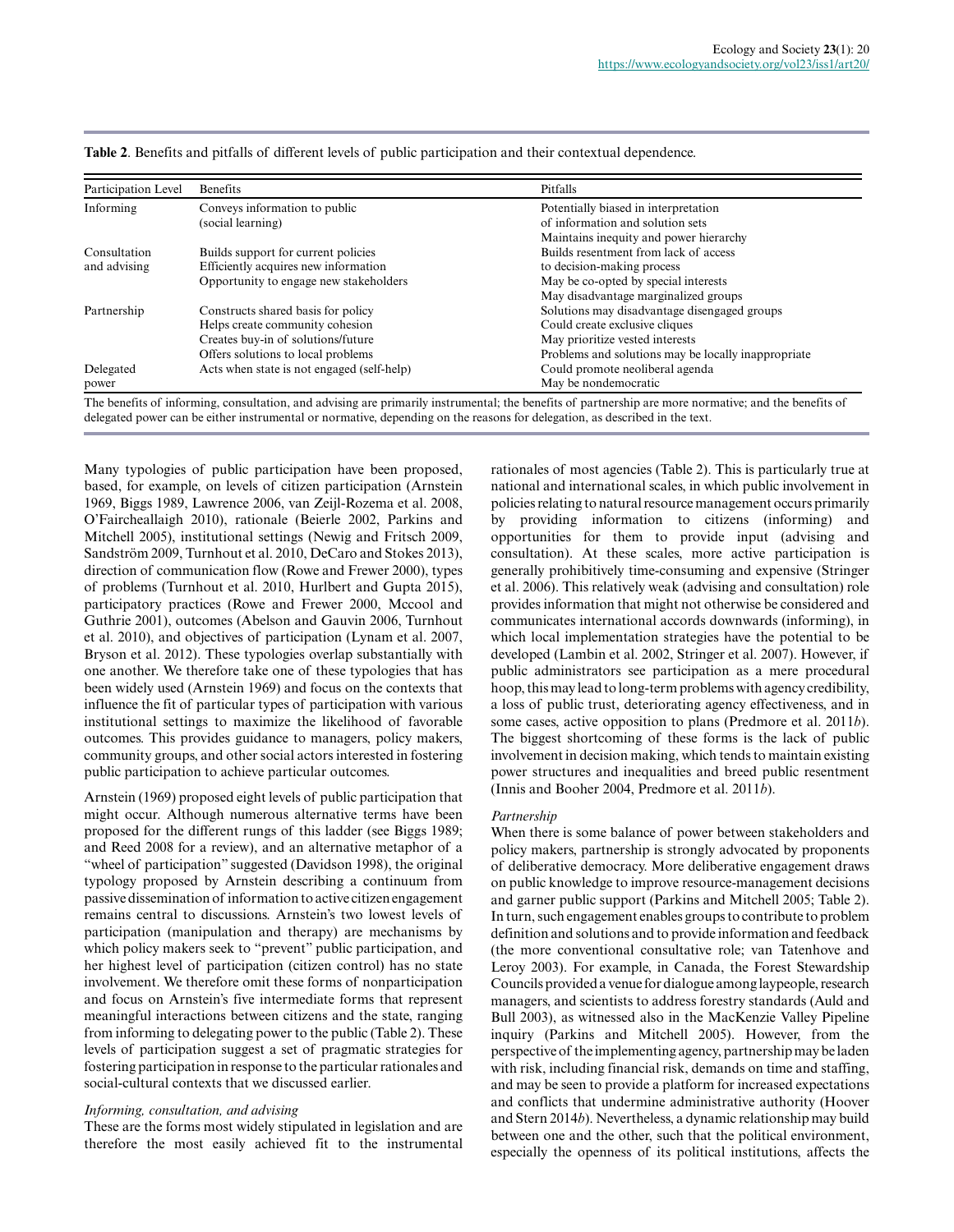**Table 2**. Benefits and pitfalls of different levels of public participation and their contextual dependence.

| Participation Level | Benefits | Pitfalls |
|---|---|---|
| Informing | Conveys information to public (social learning) | Potentially biased in interpretation of information and solution sets<br>Maintains inequity and power hierarchy |
| Consultation and advising | Builds support for current policies<br>Efficiently acquires new information<br>Opportunity to engage new stakeholders | Builds resentment from lack of access to decision-making process<br>May be co-opted by special interests<br>May disadvantage marginalized groups |
| Partnership | Constructs shared basis for policy<br>Helps create community cohesion<br>Creates buy-in of solutions/future<br>Offers solutions to local problems | Solutions may disadvantage disengaged groups<br>Could create exclusive cliques<br>May prioritize vested interests<br>Problems and solutions may be locally inappropriate |
| Delegated power | Acts when state is not engaged (self-help) | Could promote neoliberal agenda<br>May be nondemocratic |

The benefits of informing, consultation, and advising are primarily instrumental; the benefits of partnership are more normative; and the benefits of delegated power can be either instrumental or normative, depending on the reasons for delegation, as described in the text.

Many typologies of public participation have been proposed, based, for example, on levels of citizen participation (Arnstein 1969, Biggs 1989, Lawrence 2006, van Zeijl-Rozema et al. 2008, O'Faircheallaigh 2010), rationale (Beierle 2002, Parkins and Mitchell 2005), institutional settings (Newig and Fritsch 2009, Sandström 2009, Turnhout et al. 2010, DeCaro and Stokes 2013), direction of communication flow (Rowe and Frewer 2000), types of problems (Turnhout et al. 2010, Hurlbert and Gupta 2015), participatory practices (Rowe and Frewer 2000, Mccool and Guthrie 2001), outcomes (Abelson and Gauvin 2006, Turnhout et al. 2010), and objectives of participation (Lynam et al. 2007, Bryson et al. 2012). These typologies overlap substantially with one another. We therefore take one of these typologies that has been widely used (Arnstein 1969) and focus on the contexts that influence the fit of particular types of participation with various institutional settings to maximize the likelihood of favorable outcomes. This provides guidance to managers, policy makers, community groups, and other social actors interested in fostering public participation to achieve particular outcomes.

Arnstein (1969) proposed eight levels of public participation that might occur. Although numerous alternative terms have been proposed for the different rungs of this ladder (see Biggs 1989; and Reed 2008 for a review), and an alternative metaphor of a "wheel of participation" suggested (Davidson 1998), the original typology proposed by Arnstein describing a continuum from passive dissemination of information to active citizen engagement remains central to discussions. Arnstein's two lowest levels of participation (manipulation and therapy) are mechanisms by which policy makers seek to "prevent" public participation, and her highest level of participation (citizen control) has no state involvement. We therefore omit these forms of nonparticipation and focus on Arnstein's five intermediate forms that represent meaningful interactions between citizens and the state, ranging from informing to delegating power to the public (Table 2). These levels of participation suggest a set of pragmatic strategies for fostering participation in response to the particular rationales and social-cultural contexts that we discussed earlier.

*Informing, consultation, and advising*

These are the forms most widely stipulated in legislation and are therefore the most easily achieved fit to the instrumental rationales of most agencies (Table 2). This is particularly true at national and international scales, in which public involvement in policies relating to natural resource management occurs primarily by providing information to citizens (informing) and opportunities for them to provide input (advising and consultation). At these scales, more active participation is generally prohibitively time-consuming and expensive (Stringer et al. 2006). This relatively weak (advising and consultation) role provides information that might not otherwise be considered and communicates international accords downwards (informing), in which local implementation strategies have the potential to be developed (Lambin et al. 2002, Stringer et al. 2007). However, if public administrators see participation as a mere procedural hoop, this may lead to long-term problems with agency credibility, a loss of public trust, deteriorating agency effectiveness, and in some cases, active opposition to plans (Predmore et al. 2011*b*). The biggest shortcoming of these forms is the lack of public involvement in decision making, which tends to maintain existing power structures and inequalities and breed public resentment (Innis and Booher 2004, Predmore et al. 2011*b*).

*Partnership*

When there is some balance of power between stakeholders and policy makers, partnership is strongly advocated by proponents of deliberative democracy. More deliberative engagement draws on public knowledge to improve resource-management decisions and garner public support (Parkins and Mitchell 2005; Table 2). In turn, such engagement enables groups to contribute to problem definition and solutions and to provide information and feedback (the more conventional consultative role; van Tatenhove and Leroy 2003). For example, in Canada, the Forest Stewardship Councils provided a venue for dialogue among laypeople, research managers, and scientists to address forestry standards (Auld and Bull 2003), as witnessed also in the MacKenzie Valley Pipeline inquiry (Parkins and Mitchell 2005). However, from the perspective of the implementing agency, partnership may be laden with risk, including financial risk, demands on time and staffing, and may be seen to provide a platform for increased expectations and conflicts that undermine administrative authority (Hoover and Stern 2014*b*). Nevertheless, a dynamic relationship may build between one and the other, such that the political environment, especially the openness of its political institutions, affects the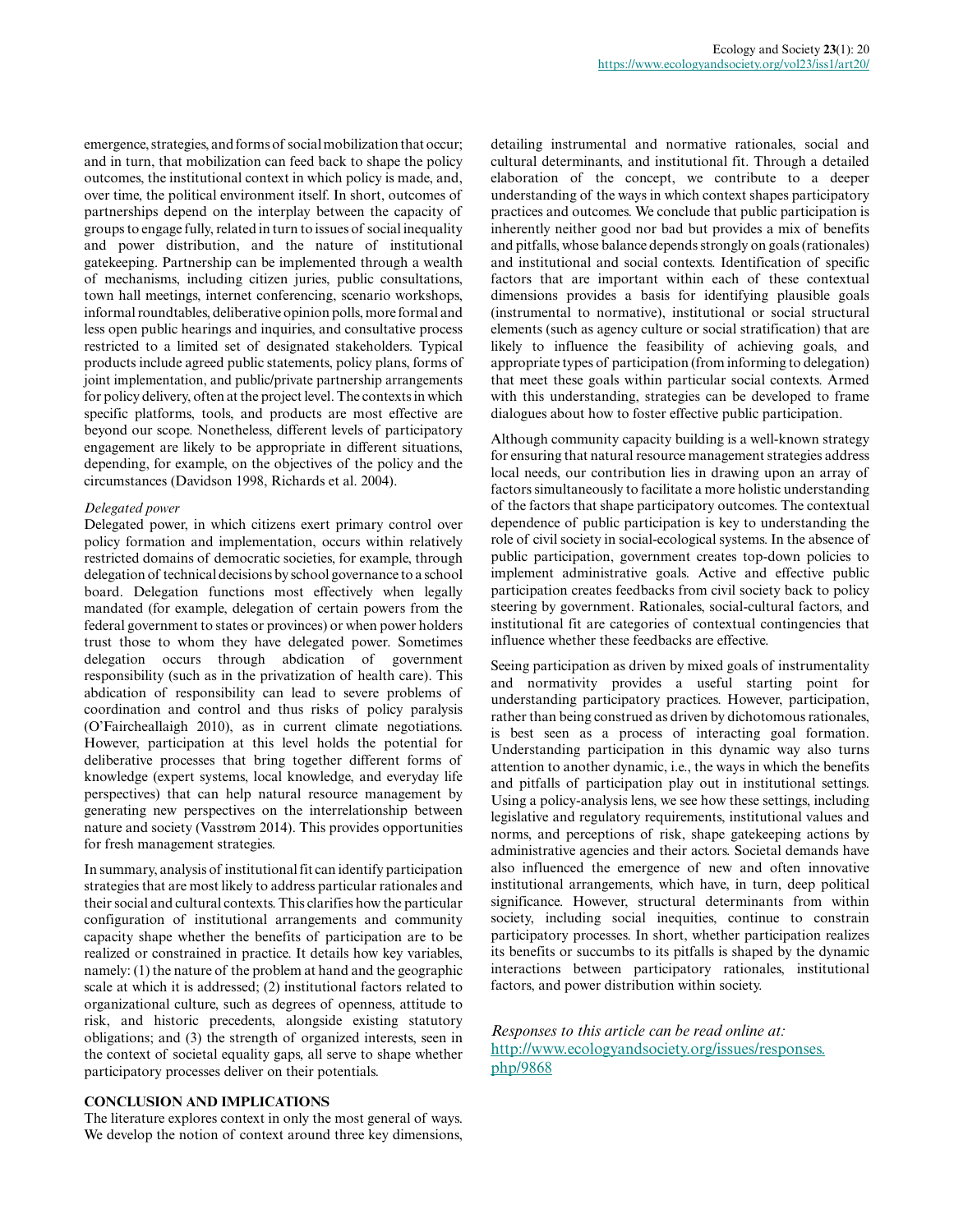emergence, strategies, and forms of social mobilization that occur; and in turn, that mobilization can feed back to shape the policy outcomes, the institutional context in which policy is made, and, over time, the political environment itself. In short, outcomes of partnerships depend on the interplay between the capacity of groups to engage fully, related in turn to issues of social inequality and power distribution, and the nature of institutional gatekeeping. Partnership can be implemented through a wealth of mechanisms, including citizen juries, public consultations, town hall meetings, internet conferencing, scenario workshops, informal roundtables, deliberative opinion polls, more formal and less open public hearings and inquiries, and consultative process restricted to a limited set of designated stakeholders. Typical products include agreed public statements, policy plans, forms of joint implementation, and public/private partnership arrangements for policy delivery, often at the project level. The contexts in which specific platforms, tools, and products are most effective are beyond our scope. Nonetheless, different levels of participatory engagement are likely to be appropriate in different situations, depending, for example, on the objectives of the policy and the circumstances (Davidson 1998, Richards et al. 2004).

*Delegated power*

Delegated power, in which citizens exert primary control over policy formation and implementation, occurs within relatively restricted domains of democratic societies, for example, through delegation of technical decisions by school governance to a school board. Delegation functions most effectively when legally mandated (for example, delegation of certain powers from the federal government to states or provinces) or when power holders trust those to whom they have delegated power. Sometimes delegation occurs through abdication of government responsibility (such as in the privatization of health care). This abdication of responsibility can lead to severe problems of coordination and control and thus risks of policy paralysis (O'Faircheallaigh 2010), as in current climate negotiations. However, participation at this level holds the potential for deliberative processes that bring together different forms of knowledge (expert systems, local knowledge, and everyday life perspectives) that can help natural resource management by generating new perspectives on the interrelationship between nature and society (Vasstrøm 2014). This provides opportunities for fresh management strategies.

In summary, analysis of institutional fit can identify participation strategies that are most likely to address particular rationales and their social and cultural contexts. This clarifies how the particular configuration of institutional arrangements and community capacity shape whether the benefits of participation are to be realized or constrained in practice. It details how key variables, namely: (1) the nature of the problem at hand and the geographic scale at which it is addressed; (2) institutional factors related to organizational culture, such as degrees of openness, attitude to risk, and historic precedents, alongside existing statutory obligations; and (3) the strength of organized interests, seen in the context of societal equality gaps, all serve to shape whether participatory processes deliver on their potentials.

## CONCLUSION AND IMPLICATIONS

The literature explores context in only the most general of ways. We develop the notion of context around three key dimensions, detailing instrumental and normative rationales, social and cultural determinants, and institutional fit. Through a detailed elaboration of the concept, we contribute to a deeper understanding of the ways in which context shapes participatory practices and outcomes. We conclude that public participation is inherently neither good nor bad but provides a mix of benefits and pitfalls, whose balance depends strongly on goals (rationales) and institutional and social contexts. Identification of specific factors that are important within each of these contextual dimensions provides a basis for identifying plausible goals (instrumental to normative), institutional or social structural elements (such as agency culture or social stratification) that are likely to influence the feasibility of achieving goals, and appropriate types of participation (from informing to delegation) that meet these goals within particular social contexts. Armed with this understanding, strategies can be developed to frame dialogues about how to foster effective public participation.

Although community capacity building is a well-known strategy for ensuring that natural resource management strategies address local needs, our contribution lies in drawing upon an array of factors simultaneously to facilitate a more holistic understanding of the factors that shape participatory outcomes. The contextual dependence of public participation is key to understanding the role of civil society in social-ecological systems. In the absence of public participation, government creates top-down policies to implement administrative goals. Active and effective public participation creates feedbacks from civil society back to policy steering by government. Rationales, social-cultural factors, and institutional fit are categories of contextual contingencies that influence whether these feedbacks are effective.

Seeing participation as driven by mixed goals of instrumentality and normativity provides a useful starting point for understanding participatory practices. However, participation, rather than being construed as driven by dichotomous rationales, is best seen as a process of interacting goal formation. Understanding participation in this dynamic way also turns attention to another dynamic, i.e., the ways in which the benefits and pitfalls of participation play out in institutional settings. Using a policy-analysis lens, we see how these settings, including legislative and regulatory requirements, institutional values and norms, and perceptions of risk, shape gatekeeping actions by administrative agencies and their actors. Societal demands have also influenced the emergence of new and often innovative institutional arrangements, which have, in turn, deep political significance. However, structural determinants from within society, including social inequities, continue to constrain participatory processes. In short, whether participation realizes its benefits or succumbs to its pitfalls is shaped by the dynamic interactions between participatory rationales, institutional factors, and power distribution within society.

*Responses to this article can be read online at:*
http://www.ecologyandsociety.org/issues/responses.php/9868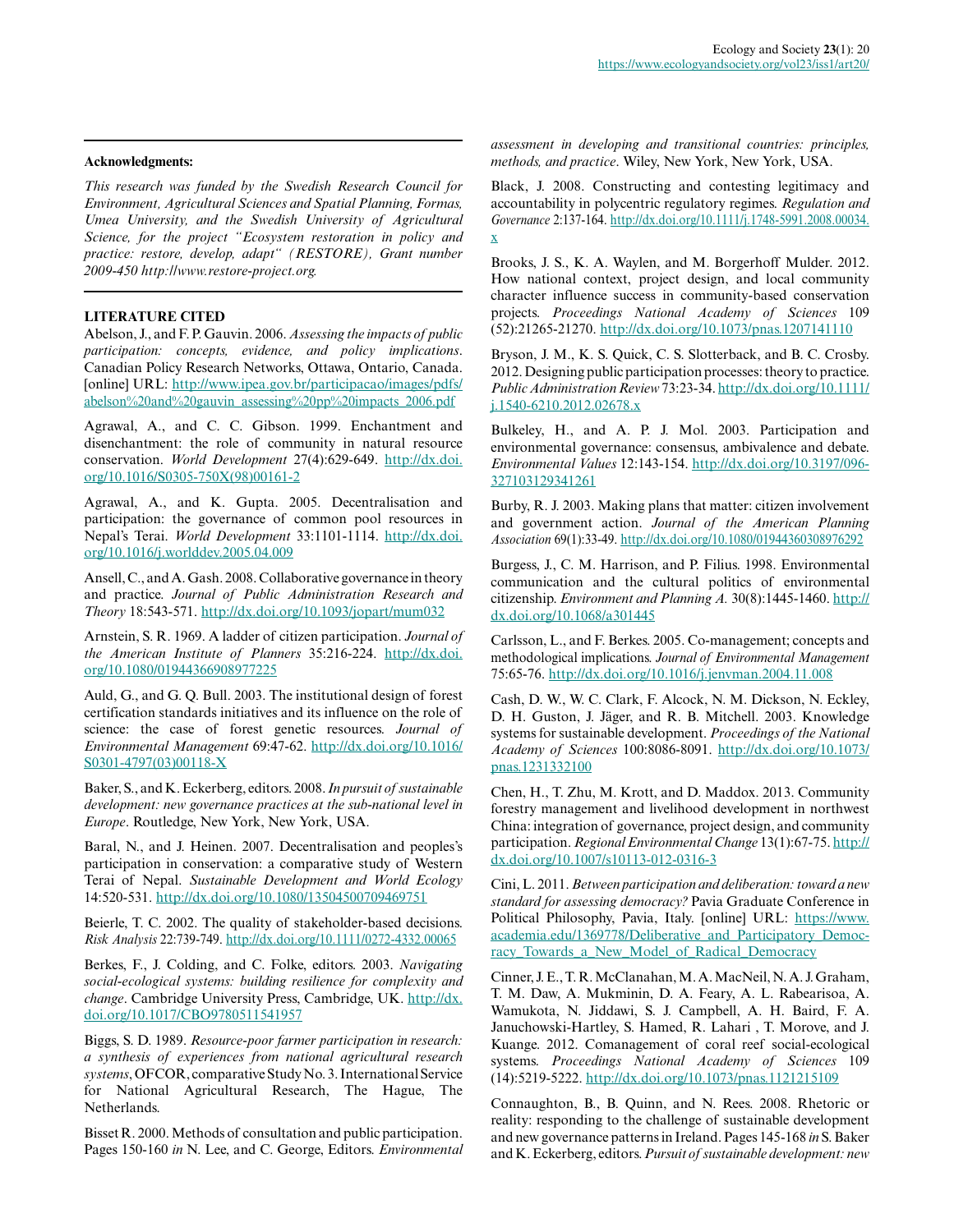**Acknowledgments:**

*This research was funded by the Swedish Research Council for Environment, Agricultural Sciences and Spatial Planning, Formas, Umea University, and the Swedish University of Agricultural Science, for the project "Ecosystem restoration in policy and practice: restore, develop, adapt" (RESTORE), Grant number 2009-450 http://www.restore-project.org.*

## LITERATURE CITED

Abelson, J., and F. P. Gauvin. 2006. *Assessing the impacts of public participation: concepts, evidence, and policy implications*. Canadian Policy Research Networks, Ottawa, Ontario, Canada. [online] URL: http://www.ipea.gov.br/participacao/images/pdfs/abelson%20and%20gauvin_assessing%20pp%20impacts_2006.pdf

Agrawal, A., and C. C. Gibson. 1999. Enchantment and disenchantment: the role of community in natural resource conservation. *World Development* 27(4):629-649. http://dx.doi.org/10.1016/S0305-750X(98)00161-2

Agrawal, A., and K. Gupta. 2005. Decentralisation and participation: the governance of common pool resources in Nepal's Terai. *World Development* 33:1101-1114. http://dx.doi.org/10.1016/j.worlddev.2005.04.009

Ansell, C., and A. Gash. 2008. Collaborative governance in theory and practice. *Journal of Public Administration Research and Theory* 18:543-571. http://dx.doi.org/10.1093/jopart/mum032

Arnstein, S. R. 1969. A ladder of citizen participation. *Journal of the American Institute of Planners* 35:216-224. http://dx.doi.org/10.1080/01944366908977225

Auld, G., and G. Q. Bull. 2003. The institutional design of forest certification standards initiatives and its influence on the role of science: the case of forest genetic resources. *Journal of Environmental Management* 69:47-62. http://dx.doi.org/10.1016/S0301-4797(03)00118-X

Baker, S., and K. Eckerberg, editors. 2008. *In pursuit of sustainable development: new governance practices at the sub-national level in Europe*. Routledge, New York, New York, USA.

Baral, N., and J. Heinen. 2007. Decentralisation and peoples's participation in conservation: a comparative study of Western Terai of Nepal. *Sustainable Development and World Ecology* 14:520-531. http://dx.doi.org/10.1080/13504500709469751

Beierle, T. C. 2002. The quality of stakeholder-based decisions. *Risk Analysis* 22:739-749. http://dx.doi.org/10.1111/0272-4332.00065

Berkes, F., J. Colding, and C. Folke, editors. 2003. *Navigating social-ecological systems: building resilience for complexity and change*. Cambridge University Press, Cambridge, UK. http://dx.doi.org/10.1017/CBO9780511541957

Biggs, S. D. 1989. *Resource-poor farmer participation in research: a synthesis of experiences from national agricultural research systems*, OFCOR, comparative Study No. 3. International Service for National Agricultural Research, The Hague, The Netherlands.

Bisset R. 2000. Methods of consultation and public participation. Pages 150-160 *in* N. Lee, and C. George, Editors. *Environmental assessment in developing and transitional countries: principles, methods, and practice*. Wiley, New York, New York, USA.

Black, J. 2008. Constructing and contesting legitimacy and accountability in polycentric regulatory regimes. *Regulation and Governance* 2:137-164. http://dx.doi.org/10.1111/j.1748-5991.2008.00034.x

Brooks, J. S., K. A. Waylen, and M. Borgerhoff Mulder. 2012. How national context, project design, and local community character influence success in community-based conservation projects. *Proceedings National Academy of Sciences* 109 (52):21265-21270. http://dx.doi.org/10.1073/pnas.1207141110

Bryson, J. M., K. S. Quick, C. S. Slotterback, and B. C. Crosby. 2012. Designing public participation processes: theory to practice. *Public Administration Review* 73:23-34. http://dx.doi.org/10.1111/j.1540-6210.2012.02678.x

Bulkeley, H., and A. P. J. Mol. 2003. Participation and environmental governance: consensus, ambivalence and debate. *Environmental Values* 12:143-154. http://dx.doi.org/10.3197/096327103129341261

Burby, R. J. 2003. Making plans that matter: citizen involvement and government action. *Journal of the American Planning Association* 69(1):33-49. http://dx.doi.org/10.1080/01944360308976292

Burgess, J., C. M. Harrison, and P. Filius. 1998. Environmental communication and the cultural politics of environmental citizenship. *Environment and Planning A.* 30(8):1445-1460. http://dx.doi.org/10.1068/a301445

Carlsson, L., and F. Berkes. 2005. Co-management; concepts and methodological implications. *Journal of Environmental Management* 75:65-76. http://dx.doi.org/10.1016/j.jenvman.2004.11.008

Cash, D. W., W. C. Clark, F. Alcock, N. M. Dickson, N. Eckley, D. H. Guston, J. Jäger, and R. B. Mitchell. 2003. Knowledge systems for sustainable development. *Proceedings of the National Academy of Sciences* 100:8086-8091. http://dx.doi.org/10.1073/pnas.1231332100

Chen, H., T. Zhu, M. Krott, and D. Maddox. 2013. Community forestry management and livelihood development in northwest China: integration of governance, project design, and community participation. *Regional Environmental Change* 13(1):67-75. http://dx.doi.org/10.1007/s10113-012-0316-3

Cini, L. 2011. *Between participation and deliberation: toward a new standard for assessing democracy?* Pavia Graduate Conference in Political Philosophy, Pavia, Italy. [online] URL: https://www.academia.edu/1369778/Deliberative_and_Participatory_Democracy_Towards_a_New_Model_of_Radical_Democracy

Cinner, J. E., T. R. McClanahan, M. A. MacNeil, N. A. J. Graham, T. M. Daw, A. Mukminin, D. A. Feary, A. L. Rabearisoa, A. Wamukota, N. Jiddawi, S. J. Campbell, A. H. Baird, F. A. Januchowski-Hartley, S. Hamed, R. Lahari , T. Morove, and J. Kuange. 2012. Comanagement of coral reef social-ecological systems. *Proceedings National Academy of Sciences* 109 (14):5219-5222. http://dx.doi.org/10.1073/pnas.1121215109

Connaughton, B., B. Quinn, and N. Rees. 2008. Rhetoric or reality: responding to the challenge of sustainable development and new governance patterns in Ireland. Pages 145-168 *in* S. Baker and K. Eckerberg, editors. *Pursuit of sustainable development: new*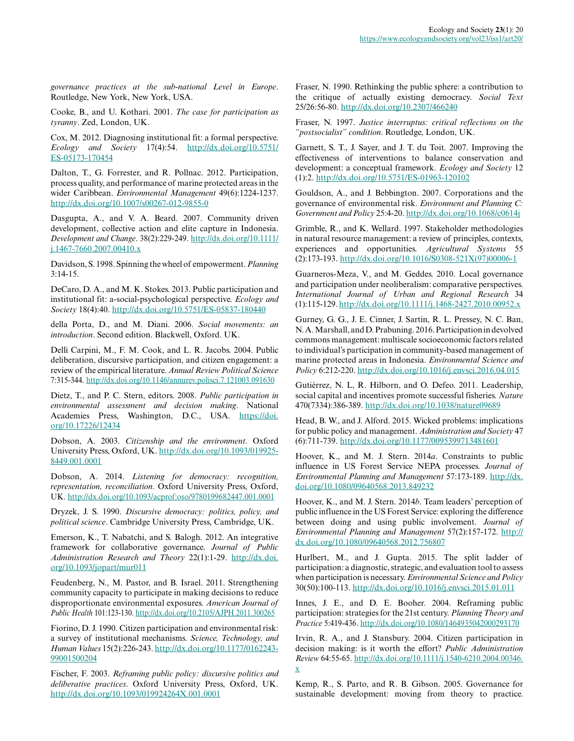*governance practices at the sub-national Level in Europe*. Routledge, New York, New York, USA.

Cooke, B., and U. Kothari. 2001. *The case for participation as tyranny*. Zed, London, UK.

Cox, M. 2012. Diagnosing institutional fit: a formal perspective. *Ecology and Society* 17(4):54. http://dx.doi.org/10.5751/ES-05173-170454

Dalton, T., G. Forrester, and R. Pollnac. 2012. Participation, process quality, and performance of marine protected areas in the wider Caribbean. *Environmental Management* 49(6):1224-1237. http://dx.doi.org/10.1007/s00267-012-9855-0

Dasgupta, A., and V. A. Beard. 2007. Community driven development, collective action and elite capture in Indonesia. *Development and Change*. 38(2):229-249. http://dx.doi.org/10.1111/j.1467-7660.2007.00410.x

Davidson, S. 1998. Spinning the wheel of empowerment. *Planning* 3:14-15.

DeCaro, D. A., and M. K. Stokes. 2013. Public participation and institutional fit: a-social-psychological perspective. *Ecology and Society* 18(4):40. http://dx.doi.org/10.5751/ES-05837-180440

della Porta, D., and M. Diani. 2006. *Social movements: an introduction*. Second edition. Blackwell, Oxford. UK.

Delli Carpini, M., F. M. Cook, and L. R. Jacobs. 2004. Public deliberation, discursive participation, and citizen engagement: a review of the empirical literature. *Annual Review Political Science* 7:315-344. http://dx.doi.org/10.1146/annurev.polisci.7.121003.091630

Dietz, T., and P. C. Stern, editors. 2008. *Public participation in environmental assessment and decision making*. National Academies Press, Washington, D.C., USA. https://doi.org/10.17226/12434

Dobson, A. 2003. *Citizenship and the environment*. Oxford University Press, Oxford, UK. http://dx.doi.org/10.1093/0199258449.001.0001

Dobson, A. 2014. *Listening for democracy: recognition, representation, reconciliation*. Oxford University Press, Oxford, UK. http://dx.doi.org/10.1093/acprof:oso/9780199682447.001.0001

Dryzek, J. S. 1990. *Discursive democracy: politics, policy, and political science*. Cambridge University Press, Cambridge, UK.

Emerson, K., T. Nabatchi, and S. Balogh. 2012. An integrative framework for collaborative governance. *Journal of Public Administration Research and Theory* 22(1):1-29. http://dx.doi.org/10.1093/jopart/mur011

Feudenberg, N., M. Pastor, and B. Israel. 2011. Strengthening community capacity to participate in making decisions to reduce disproportionate environmental exposures. *American Journal of Public Health* 101:123-130. http://dx.doi.org/10.2105/AJPH.2011.300265

Fiorino, D. J. 1990. Citizen participation and environmental risk: a survey of institutional mechanisms. *Science, Technology, and Human Values* 15(2):226-243. http://dx.doi.org/10.1177/016224399001500204

Fischer, F. 2003. *Reframing public policy: discursive politics and deliberative practices*. Oxford University Press, Oxford, UK. http://dx.doi.org/10.1093/019924264X.001.0001

Fraser, N. 1990. Rethinking the public sphere: a contribution to the critique of actually existing democracy. *Social Text* 25/26:56-80. http://dx.doi.org/10.2307/466240

Fraser, N. 1997. *Justice interruptus: critical reflections on the "postsocialist" condition*. Routledge, London, UK.

Garnett, S. T., J. Sayer, and J. T. du Toit. 2007. Improving the effectiveness of interventions to balance conservation and development: a conceptual framework. *Ecology and Society* 12 (1):2. http://dx.doi.org/10.5751/ES-01963-120102

Gouldson, A., and J. Bebbington. 2007. Corporations and the governance of environmental risk. *Environment and Planning C: Government and Policy* 25:4-20. http://dx.doi.org/10.1068/c0614j

Grimble, R., and K. Wellard. 1997. Stakeholder methodologies in natural resource management: a review of principles, contexts, experiences and opportunities. *Agricultural Systems* 55 (2):173-193. http://dx.doi.org/10.1016/S0308-521X(97)00006-1

Guarneros-Meza, V., and M. Geddes. 2010. Local governance and participation under neoliberalism: comparative perspectives. *International Journal of Urban and Regional Research* 34 (1):115-129. http://dx.doi.org/10.1111/j.1468-2427.2010.00952.x

Gurney, G. G., J. E. Cinner, J. Sartin, R. L. Pressey, N. C. Ban, N. A. Marshall, and D. Prabuning. 2016. Participation in devolved commons management: multiscale socioeconomic factors related to individual's participation in community-based management of marine protected areas in Indonesia. *Environmental Science and Policy* 6:212-220. http://dx.doi.org/10.1016/j.envsci.2016.04.015

Gutiérrez, N. L, R. Hilborn, and O. Defeo. 2011. Leadership, social capital and incentives promote successful fisheries. *Nature* 470(7334):386-389. http://dx.doi.org/10.1038/nature09689

Head, B. W., and J. Alford. 2015. Wicked problems: implications for public policy and management. *Administration and Society* 47 (6):711-739. http://dx.doi.org/10.1177/0095399713481601

Hoover, K., and M. J. Stern. 2014*a*. Constraints to public influence in US Forest Service NEPA processes. *Journal of Environmental Planning and Management* 57:173-189. http://dx.doi.org/10.1080/09640568.2013.849232

Hoover, K., and M. J. Stern. 2014*b*. Team leaders' perception of public influence in the US Forest Service: exploring the difference between doing and using public involvement. *Journal of Environmental Planning and Management* 57(2):157-172. http://dx.doi.org/10.1080/09640568.2012.756807

Hurlbert, M., and J. Gupta. 2015. The split ladder of participation: a diagnostic, strategic, and evaluation tool to assess when participation is necessary. *Environmental Science and Policy* 30(50):100-113. http://dx.doi.org/10.1016/j.envsci.2015.01.011

Innes, J. E., and D. E. Booher. 2004. Reframing public participation: strategies for the 21st century. *Planning Theory and Practice* 5:419-436. http://dx.doi.org/10.1080/1464935042000293170

Irvin, R. A., and J. Stansbury. 2004. Citizen participation in decision making: is it worth the effort? *Public Administration Review* 64:55-65. http://dx.doi.org/10.1111/j.1540-6210.2004.00346.x

Kemp, R., S. Parto, and R. B. Gibson. 2005. Governance for sustainable development: moving from theory to practice.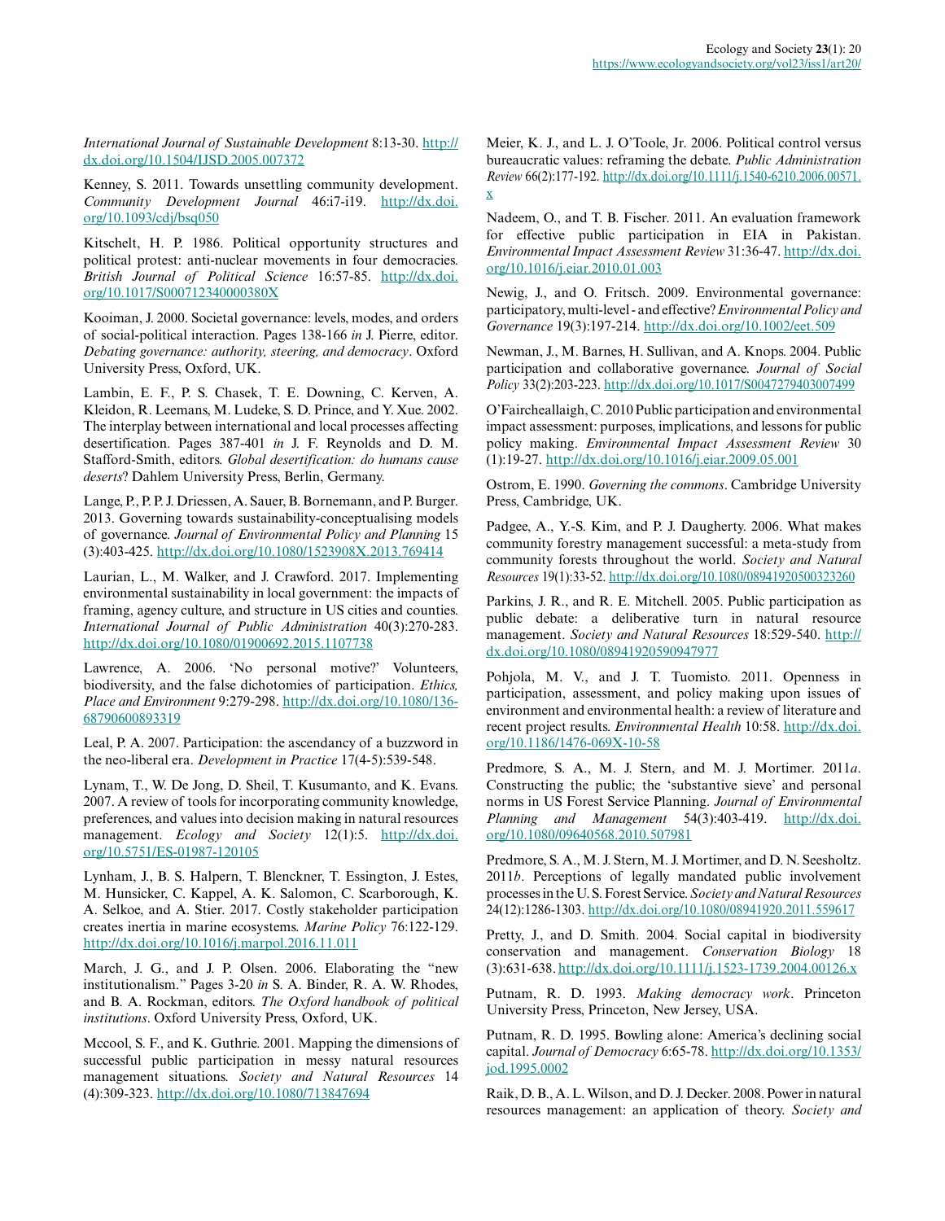*International Journal of Sustainable Development* 8:13-30. http://dx.doi.org/10.1504/IJSD.2005.007372

Kenney, S. 2011. Towards unsettling community development. *Community Development Journal* 46:i7-i19. http://dx.doi.org/10.1093/cdj/bsq050

Kitschelt, H. P. 1986. Political opportunity structures and political protest: anti-nuclear movements in four democracies. *British Journal of Political Science* 16:57-85. http://dx.doi.org/10.1017/S000712340000380X

Kooiman, J. 2000. Societal governance: levels, modes, and orders of social-political interaction. Pages 138-166 *in* J. Pierre, editor. *Debating governance: authority, steering, and democracy*. Oxford University Press, Oxford, UK.

Lambin, E. F., P. S. Chasek, T. E. Downing, C. Kerven, A. Kleidon, R. Leemans, M. Ludeke, S. D. Prince, and Y. Xue. 2002. The interplay between international and local processes affecting desertification. Pages 387-401 *in* J. F. Reynolds and D. M. Stafford-Smith, editors. *Global desertification: do humans cause deserts*? Dahlem University Press, Berlin, Germany.

Lange, P., P. P. J. Driessen, A. Sauer, B. Bornemann, and P. Burger. 2013. Governing towards sustainability-conceptualising models of governance. *Journal of Environmental Policy and Planning* 15 (3):403-425. http://dx.doi.org/10.1080/1523908X.2013.769414

Laurian, L., M. Walker, and J. Crawford. 2017. Implementing environmental sustainability in local government: the impacts of framing, agency culture, and structure in US cities and counties. *International Journal of Public Administration* 40(3):270-283. http://dx.doi.org/10.1080/01900692.2015.1107738

Lawrence, A. 2006. 'No personal motive?' Volunteers, biodiversity, and the false dichotomies of participation. *Ethics, Place and Environment* 9:279-298. http://dx.doi.org/10.1080/13668790600893319

Leal, P. A. 2007. Participation: the ascendancy of a buzzword in the neo-liberal era. *Development in Practice* 17(4-5):539-548.

Lynam, T., W. De Jong, D. Sheil, T. Kusumanto, and K. Evans. 2007. A review of tools for incorporating community knowledge, preferences, and values into decision making in natural resources management. *Ecology and Society* 12(1):5. http://dx.doi.org/10.5751/ES-01987-120105

Lynham, J., B. S. Halpern, T. Blenckner, T. Essington, J. Estes, M. Hunsicker, C. Kappel, A. K. Salomon, C. Scarborough, K. A. Selkoe, and A. Stier. 2017. Costly stakeholder participation creates inertia in marine ecosystems. *Marine Policy* 76:122-129. http://dx.doi.org/10.1016/j.marpol.2016.11.011

March, J. G., and J. P. Olsen. 2006. Elaborating the "new institutionalism." Pages 3-20 *in* S. A. Binder, R. A. W. Rhodes, and B. A. Rockman, editors. *The Oxford handbook of political institutions*. Oxford University Press, Oxford, UK.

Mccool, S. F., and K. Guthrie. 2001. Mapping the dimensions of successful public participation in messy natural resources management situations. *Society and Natural Resources* 14 (4):309-323. http://dx.doi.org/10.1080/713847694

Meier, K. J., and L. J. O'Toole, Jr. 2006. Political control versus bureaucratic values: reframing the debate. *Public Administration Review* 66(2):177-192. http://dx.doi.org/10.1111/j.1540-6210.2006.00571.x

Nadeem, O., and T. B. Fischer. 2011. An evaluation framework for effective public participation in EIA in Pakistan. *Environmental Impact Assessment Review* 31:36-47. http://dx.doi.org/10.1016/j.eiar.2010.01.003

Newig, J., and O. Fritsch. 2009. Environmental governance: participatory, multi-level - and effective? *Environmental Policy and Governance* 19(3):197-214. http://dx.doi.org/10.1002/eet.509

Newman, J., M. Barnes, H. Sullivan, and A. Knops. 2004. Public participation and collaborative governance. *Journal of Social Policy* 33(2):203-223. http://dx.doi.org/10.1017/S0047279403007499

O'Faircheallaigh, C. 2010 Public participation and environmental impact assessment: purposes, implications, and lessons for public policy making. *Environmental Impact Assessment Review* 30 (1):19-27. http://dx.doi.org/10.1016/j.eiar.2009.05.001

Ostrom, E. 1990. *Governing the commons*. Cambridge University Press, Cambridge, UK.

Padgee, A., Y.-S. Kim, and P. J. Daugherty. 2006. What makes community forestry management successful: a meta-study from community forests throughout the world. *Society and Natural Resources* 19(1):33-52. http://dx.doi.org/10.1080/08941920500323260

Parkins, J. R., and R. E. Mitchell. 2005. Public participation as public debate: a deliberative turn in natural resource management. *Society and Natural Resources* 18:529-540. http://dx.doi.org/10.1080/08941920590947977

Pohjola, M. V., and J. T. Tuomisto. 2011. Openness in participation, assessment, and policy making upon issues of environment and environmental health: a review of literature and recent project results. *Environmental Health* 10:58. http://dx.doi.org/10.1186/1476-069X-10-58

Predmore, S. A., M. J. Stern, and M. J. Mortimer. 2011*a*. Constructing the public; the 'substantive sieve' and personal norms in US Forest Service Planning. *Journal of Environmental Planning and Management* 54(3):403-419. http://dx.doi.org/10.1080/09640568.2010.507981

Predmore, S. A., M. J. Stern, M. J. Mortimer, and D. N. Seesholtz. 2011*b*. Perceptions of legally mandated public involvement processes in the U. S. Forest Service. *Society and Natural Resources* 24(12):1286-1303. http://dx.doi.org/10.1080/08941920.2011.559617

Pretty, J., and D. Smith. 2004. Social capital in biodiversity conservation and management. *Conservation Biology* 18 (3):631-638. http://dx.doi.org/10.1111/j.1523-1739.2004.00126.x

Putnam, R. D. 1993. *Making democracy work*. Princeton University Press, Princeton, New Jersey, USA.

Putnam, R. D. 1995. Bowling alone: America's declining social capital. *Journal of Democracy* 6:65-78. http://dx.doi.org/10.1353/jod.1995.0002

Raik, D. B., A. L. Wilson, and D. J. Decker. 2008. Power in natural resources management: an application of theory. *Society and*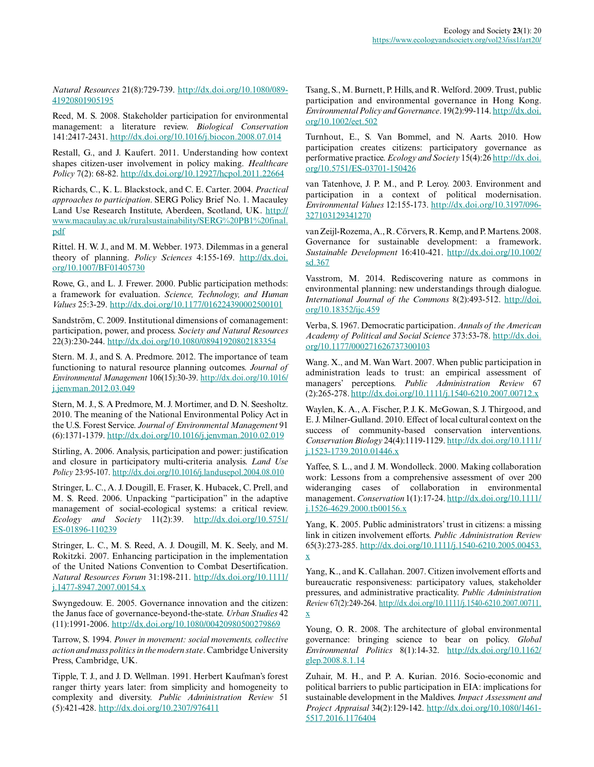*Natural Resources* 21(8):729-739. http://dx.doi.org/10.1080/08941920801905195

Reed, M. S. 2008. Stakeholder participation for environmental management: a literature review. *Biological Conservation* 141:2417-2431. http://dx.doi.org/10.1016/j.biocon.2008.07.014

Restall, G., and J. Kaufert. 2011. Understanding how context shapes citizen-user involvement in policy making. *Healthcare Policy* 7(2): 68-82. http://dx.doi.org/10.12927/hcpol.2011.22664

Richards, C., K. L. Blackstock, and C. E. Carter. 2004. *Practical approaches to participation*. SERG Policy Brief No. 1. Macauley Land Use Research Institute, Aberdeen, Scotland, UK. http://www.macaulay.ac.uk/ruralsustainability/SERG%20PB1%20final.pdf

Rittel. H. W. J., and M. M. Webber. 1973. Dilemmas in a general theory of planning. *Policy Sciences* 4:155-169. http://dx.doi.org/10.1007/BF01405730

Rowe, G., and L. J. Frewer. 2000. Public participation methods: a framework for evaluation. *Science, Technology, and Human Values* 25:3-29. http://dx.doi.org/10.1177/016224390002500101

Sandström, C. 2009. Institutional dimensions of comanagement: participation, power, and process. *Society and Natural Resources* 22(3):230-244. http://dx.doi.org/10.1080/08941920802183354

Stern. M. J., and S. A. Predmore. 2012. The importance of team functioning to natural resource planning outcomes. *Journal of Environmental Management* 106(15):30-39. http://dx.doi.org/10.1016/j.jenvman.2012.03.049

Stern, M. J., S. A Predmore, M. J. Mortimer, and D. N. Seesholtz. 2010. The meaning of the National Environmental Policy Act in the U.S. Forest Service. *Journal of Environmental Management* 91 (6):1371-1379. http://dx.doi.org/10.1016/j.jenvman.2010.02.019

Stirling, A. 2006. Analysis, participation and power: justification and closure in participatory multi-criteria analysis. *Land Use Policy* 23:95-107. http://dx.doi.org/10.1016/j.landusepol.2004.08.010

Stringer, L. C., A. J. Dougill, E. Fraser, K. Hubacek, C. Prell, and M. S. Reed. 2006. Unpacking "participation" in the adaptive management of social-ecological systems: a critical review. *Ecology and Society* 11(2):39. http://dx.doi.org/10.5751/ES-01896-110239

Stringer, L. C., M. S. Reed, A. J. Dougill, M. K. Seely, and M. Rokitzki. 2007. Enhancing participation in the implementation of the United Nations Convention to Combat Desertification. *Natural Resources Forum* 31:198-211. http://dx.doi.org/10.1111/j.1477-8947.2007.00154.x

Swyngedouw. E. 2005. Governance innovation and the citizen: the Janus face of governance-beyond-the-state. *Urban Studies* 42 (11):1991-2006. http://dx.doi.org/10.1080/00420980500279869

Tarrow, S. 1994. *Power in movement: social movements, collective action and mass politics in the modern state*. Cambridge University Press, Cambridge, UK.

Tipple, T. J., and J. D. Wellman. 1991. Herbert Kaufman's forest ranger thirty years later: from simplicity and homogeneity to complexity and diversity. *Public Administration Review* 51 (5):421-428. http://dx.doi.org/10.2307/976411

Tsang, S., M. Burnett, P. Hills, and R. Welford. 2009. Trust, public participation and environmental governance in Hong Kong. *Environmental Policy and Governance*. 19(2):99-114. http://dx.doi.org/10.1002/eet.502

Turnhout, E., S. Van Bommel, and N. Aarts. 2010. How participation creates citizens: participatory governance as performative practice. *Ecology and Society* 15(4):26 http://dx.doi.org/10.5751/ES-03701-150426

van Tatenhove, J. P. M., and P. Leroy. 2003. Environment and participation in a context of political modernisation. *Environmental Values* 12:155-173. http://dx.doi.org/10.3197/096327103129341270

van Zeijl-Rozema, A., R. Cörvers, R. Kemp, and P. Martens. 2008. Governance for sustainable development: a framework. *Sustainable Development* 16:410-421. http://dx.doi.org/10.1002/sd.367

Vasstrom, M. 2014. Rediscovering nature as commons in environmental planning: new understandings through dialogue. *International Journal of the Commons* 8(2):493-512. http://doi.org/10.18352/ijc.459

Verba, S. 1967. Democratic participation. *Annals of the American Academy of Political and Social Science* 373:53-78. http://dx.doi.org/10.1177/000271626737300103

Wang. X., and M. Wan Wart. 2007. When public participation in administration leads to trust: an empirical assessment of managers' perceptions. *Public Administration Review* 67 (2):265-278. http://dx.doi.org/10.1111/j.1540-6210.2007.00712.x

Waylen, K. A., A. Fischer, P. J. K. McGowan, S. J. Thirgood, and E. J. Milner-Gulland. 2010. Effect of local cultural context on the success of community-based conservation interventions. *Conservation Biology* 24(4):1119-1129. http://dx.doi.org/10.1111/j.1523-1739.2010.01446.x

Yaffee, S. L., and J. M. Wondolleck. 2000. Making collaboration work: Lessons from a comprehensive assessment of over 200 wideranging cases of collaboration in environmental management. *Conservation* 1(1):17-24. http://dx.doi.org/10.1111/j.1526-4629.2000.tb00156.x

Yang, K. 2005. Public administrators' trust in citizens: a missing link in citizen involvement efforts. *Public Administration Review* 65(3):273-285. http://dx.doi.org/10.1111/j.1540-6210.2005.00453.x

Yang, K., and K. Callahan. 2007. Citizen involvement efforts and bureaucratic responsiveness: participatory values, stakeholder pressures, and administrative practicality. *Public Administration Review* 67(2):249-264. http://dx.doi.org/10.1111/j.1540-6210.2007.00711.x

Young, O. R. 2008. The architecture of global environmental governance: bringing science to bear on policy. *Global Environmental Politics* 8(1):14-32. http://dx.doi.org/10.1162/glep.2008.8.1.14

Zuhair, M. H., and P. A. Kurian. 2016. Socio-economic and political barriers to public participation in EIA: implications for sustainable development in the Maldives. *Impact Assessment and Project Appraisal* 34(2):129-142. http://dx.doi.org/10.1080/14615517.2016.1176404